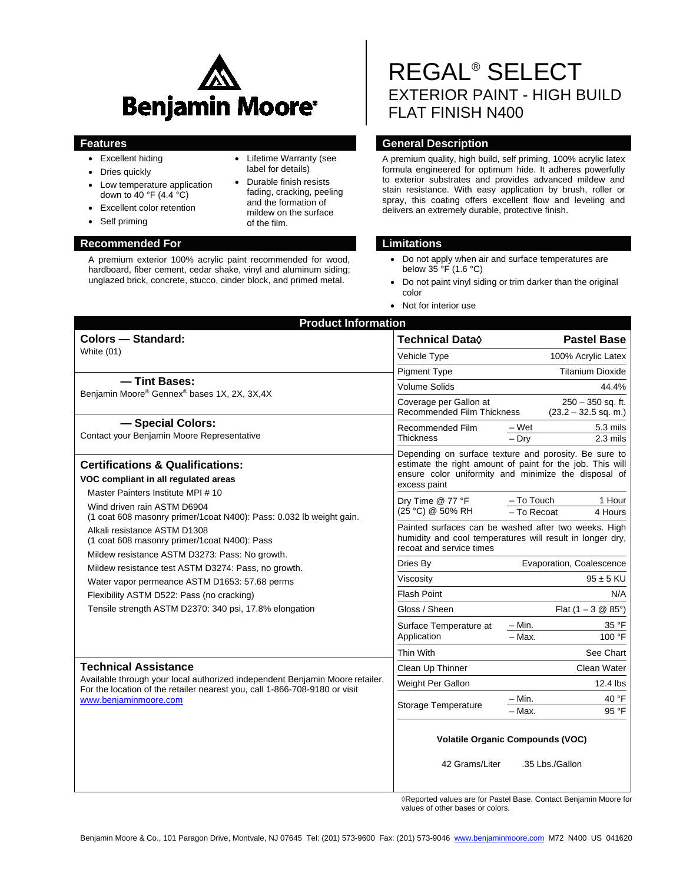# Benjamin Moore®

# REGAL® SELECT
## EXTERIOR PAINT - HIGH BUILD FLAT FINISH N400

## Features

- Excellent hiding
- Dries quickly
- Low temperature application down to 40 °F (4.4 °C)
- Excellent color retention
- Self priming
- Lifetime Warranty (see label for details)
- Durable finish resists fading, cracking, peeling and the formation of mildew on the surface of the film.

## General Description

A premium quality, high build, self priming, 100% acrylic latex formula engineered for optimum hide. It adheres powerfully to exterior substrates and provides advanced mildew and stain resistance. With easy application by brush, roller or spray, this coating offers excellent flow and leveling and delivers an extremely durable, protective finish.

## Recommended For

A premium exterior 100% acrylic paint recommended for wood, hardboard, fiber cement, cedar shake, vinyl and aluminum siding; unglazed brick, concrete, stucco, cinder block, and primed metal.

## Limitations

- Do not apply when air and surface temperatures are below 35 °F (1.6 °C)
- Do not paint vinyl siding or trim darker than the original color
- Not for interior use

## Product Information

### Colors — Standard:

White (01)

### — Tint Bases:

Benjamin Moore® Gennex® bases 1X, 2X, 3X,4X

### — Special Colors:

Contact your Benjamin Moore Representative

### Certifications & Qualifications:

**VOC compliant in all regulated areas**

- Master Painters Institute MPI # 10
- Wind driven rain ASTM D6904 (1 coat 608 masonry primer/1coat N400): Pass: 0.032 lb weight gain.
- Alkali resistance ASTM D1308 (1 coat 608 masonry primer/1coat N400): Pass
- Mildew resistance ASTM D3273: Pass: No growth.
- Mildew resistance test ASTM D3274: Pass, no growth.
- Water vapor permeance ASTM D1653: 57.68 perms
- Flexibility ASTM D522: Pass (no cracking)
- Tensile strength ASTM D2370: 340 psi, 17.8% elongation

### Technical Assistance

Available through your local authorized independent Benjamin Moore retailer. For the location of the retailer nearest you, call 1-866-708-9180 or visit www.benjaminmoore.com

| Technical Data◊ | | Pastel Base |
|---|---|---|
| Vehicle Type | | 100% Acrylic Latex |
| Pigment Type | | Titanium Dioxide |
| Volume Solids | | 44.4% |
| Coverage per Gallon at Recommended Film Thickness | | 250 – 350 sq. ft. (23.2 – 32.5 sq. m.) |
| Recommended Film Thickness | – Wet | 5.3 mils |
| | – Dry | 2.3 mils |
| Depending on surface texture and porosity. Be sure to estimate the right amount of paint for the job. This will ensure color uniformity and minimize the disposal of excess paint | | |
| Dry Time @ 77 °F (25 °C) @ 50% RH | – To Touch | 1 Hour |
| | – To Recoat | 4 Hours |
| Painted surfaces can be washed after two weeks. High humidity and cool temperatures will result in longer dry, recoat and service times | | |
| Dries By | | Evaporation, Coalescence |
| Viscosity | | 95 ± 5 KU |
| Flash Point | | N/A |
| Gloss / Sheen | | Flat (1 – 3 @ 85°) |
| Surface Temperature at Application | – Min. | 35 °F |
| | – Max. | 100 °F |
| Thin With | | See Chart |
| Clean Up Thinner | | Clean Water |
| Weight Per Gallon | | 12.4 lbs |
| Storage Temperature | – Min. | 40 °F |
| | – Max. | 95 °F |

**Volatile Organic Compounds (VOC)**

42 Grams/Liter .35 Lbs./Gallon

◊Reported values are for Pastel Base. Contact Benjamin Moore for values of other bases or colors.

Benjamin Moore & Co., 101 Paragon Drive, Montvale, NJ 07645 Tel: (201) 573-9600 Fax: (201) 573-9046 www.benjaminmoore.com M72 N400 US 041620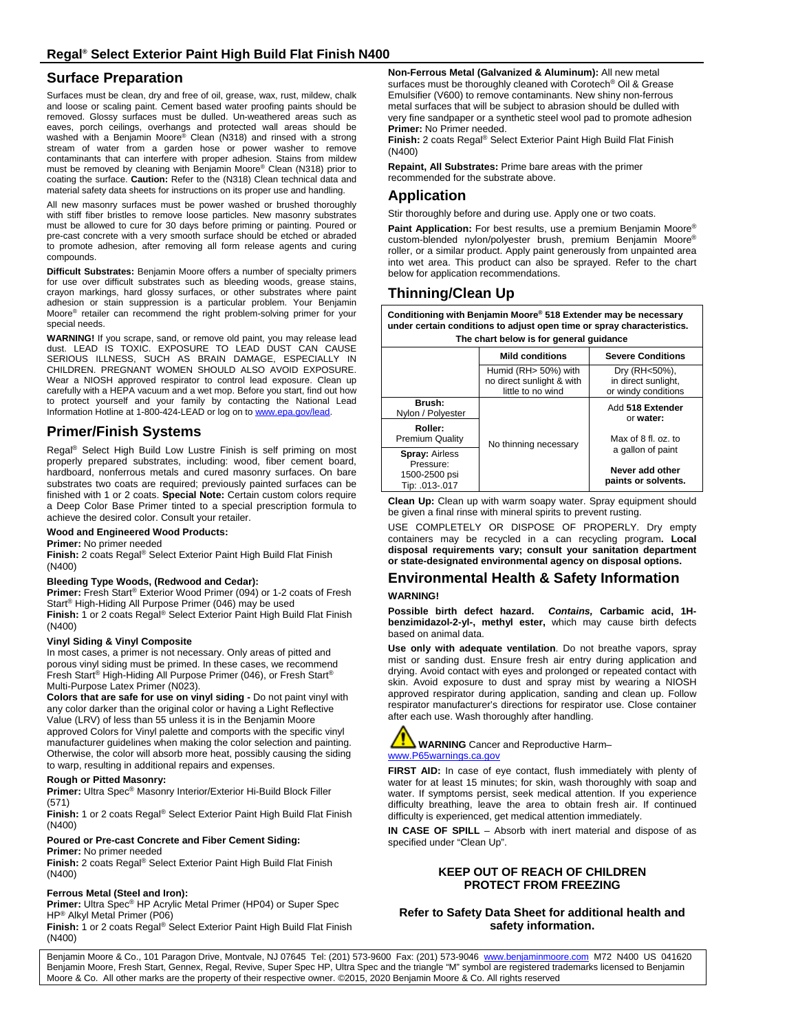# Regal® Select Exterior Paint High Build Flat Finish N400

## Surface Preparation

Surfaces must be clean, dry and free of oil, grease, wax, rust, mildew, chalk and loose or scaling paint. Cement based water proofing paints should be removed. Glossy surfaces must be dulled. Un-weathered areas such as eaves, porch ceilings, overhangs and protected wall areas should be washed with a Benjamin Moore® Clean (N318) and rinsed with a strong stream of water from a garden hose or power washer to remove contaminants that can interfere with proper adhesion. Stains from mildew must be removed by cleaning with Benjamin Moore® Clean (N318) prior to coating the surface. **Caution:** Refer to the (N318) Clean technical data and material safety data sheets for instructions on its proper use and handling.

All new masonry surfaces must be power washed or brushed thoroughly with stiff fiber bristles to remove loose particles. New masonry substrates must be allowed to cure for 30 days before priming or painting. Poured or pre-cast concrete with a very smooth surface should be etched or abraded to promote adhesion, after removing all form release agents and curing compounds.

**Difficult Substrates:** Benjamin Moore offers a number of specialty primers for use over difficult substrates such as bleeding woods, grease stains, crayon markings, hard glossy surfaces, or other substrates where paint adhesion or stain suppression is a particular problem. Your Benjamin Moore® retailer can recommend the right problem-solving primer for your special needs.

**WARNING!** If you scrape, sand, or remove old paint, you may release lead dust. LEAD IS TOXIC. EXPOSURE TO LEAD DUST CAN CAUSE SERIOUS ILLNESS, SUCH AS BRAIN DAMAGE, ESPECIALLY IN CHILDREN. PREGNANT WOMEN SHOULD ALSO AVOID EXPOSURE. Wear a NIOSH approved respirator to control lead exposure. Clean up carefully with a HEPA vacuum and a wet mop. Before you start, find out how to protect yourself and your family by contacting the National Lead Information Hotline at 1-800-424-LEAD or log on to www.epa.gov/lead.

## Primer/Finish Systems

Regal® Select High Build Low Lustre Finish is self priming on most properly prepared substrates, including: wood, fiber cement board, hardboard, nonferrous metals and cured masonry surfaces. On bare substrates two coats are required; previously painted surfaces can be finished with 1 or 2 coats. **Special Note:** Certain custom colors require a Deep Color Base Primer tinted to a special prescription formula to achieve the desired color. Consult your retailer.

**Wood and Engineered Wood Products:**
**Primer:** No primer needed
**Finish:** 2 coats Regal® Select Exterior Paint High Build Flat Finish (N400)

**Bleeding Type Woods, (Redwood and Cedar):**
**Primer:** Fresh Start® Exterior Wood Primer (094) or 1-2 coats of Fresh Start® High-Hiding All Purpose Primer (046) may be used
**Finish:** 1 or 2 coats Regal® Select Exterior Paint High Build Flat Finish (N400)

**Vinyl Siding & Vinyl Composite**
In most cases, a primer is not necessary. Only areas of pitted and porous vinyl siding must be primed. In these cases, we recommend Fresh Start® High-Hiding All Purpose Primer (046), or Fresh Start® Multi-Purpose Latex Primer (N023).

**Colors that are safe for use on vinyl siding -** Do not paint vinyl with any color darker than the original color or having a Light Reflective Value (LRV) of less than 55 unless it is in the Benjamin Moore approved Colors for Vinyl palette and comports with the specific vinyl manufacturer guidelines when making the color selection and painting. Otherwise, the color will absorb more heat, possibly causing the siding to warp, resulting in additional repairs and expenses.

**Rough or Pitted Masonry:**
**Primer:** Ultra Spec® Masonry Interior/Exterior Hi-Build Block Filler (571)
**Finish:** 1 or 2 coats Regal® Select Exterior Paint High Build Flat Finish (N400)

**Poured or Pre-cast Concrete and Fiber Cement Siding:**
**Primer:** No primer needed
**Finish:** 2 coats Regal® Select Exterior Paint High Build Flat Finish (N400)

**Ferrous Metal (Steel and Iron):**
**Primer:** Ultra Spec® HP Acrylic Metal Primer (HP04) or Super Spec HP® Alkyl Metal Primer (P06)
**Finish:** 1 or 2 coats Regal® Select Exterior Paint High Build Flat Finish (N400)

**Non-Ferrous Metal (Galvanized & Aluminum):** All new metal surfaces must be thoroughly cleaned with Corotech® Oil & Grease Emulsifier (V600) to remove contaminants. New shiny non-ferrous metal surfaces that will be subject to abrasion should be dulled with very fine sandpaper or a synthetic steel wool pad to promote adhesion
**Primer:** No Primer needed.
**Finish:** 2 coats Regal® Select Exterior Paint High Build Flat Finish (N400)

**Repaint, All Substrates:** Prime bare areas with the primer recommended for the substrate above.

## Application

Stir thoroughly before and during use. Apply one or two coats.

**Paint Application:** For best results, use a premium Benjamin Moore® custom-blended nylon/polyester brush, premium Benjamin Moore® roller, or a similar product. Apply paint generously from unpainted area into wet area. This product can also be sprayed. Refer to the chart below for application recommendations.

## Thinning/Clean Up

**Conditioning with Benjamin Moore® 518 Extender may be necessary under certain conditions to adjust open time or spray characteristics. The chart below is for general guidance**

| | **Mild conditions** | **Severe Conditions** |
|---|---|---|
| | Humid (RH> 50%) with no direct sunlight & with little to no wind | Dry (RH<50%), in direct sunlight, or windy conditions |
| **Brush:** Nylon / Polyester | No thinning necessary | Add **518 Extender** or **water:** Max of 8 fl. oz. to a gallon of paint **Never add other paints or solvents.** |
| **Roller:** Premium Quality | | |
| **Spray:** Airless Pressure: 1500-2500 psi Tip: .013-.017 | | |

**Clean Up:** Clean up with warm soapy water. Spray equipment should be given a final rinse with mineral spirits to prevent rusting.

USE COMPLETELY OR DISPOSE OF PROPERLY. Dry empty containers may be recycled in a can recycling program**. Local disposal requirements vary; consult your sanitation department or state-designated environmental agency on disposal options.**

## Environmental Health & Safety Information

**WARNING!**

**Possible birth defect hazard.** ***Contains,*** **Carbamic acid, 1H-benzimidazol-2-yl-, methyl ester,** which may cause birth defects based on animal data.

**Use only with adequate ventilation**. Do not breathe vapors, spray mist or sanding dust. Ensure fresh air entry during application and drying. Avoid contact with eyes and prolonged or repeated contact with skin. Avoid exposure to dust and spray mist by wearing a NIOSH approved respirator during application, sanding and clean up. Follow respirator manufacturer's directions for respirator use. Close container after each use. Wash thoroughly after handling.

**WARNING** Cancer and Reproductive Harm– www.P65warnings.ca.gov

**FIRST AID:** In case of eye contact, flush immediately with plenty of water for at least 15 minutes; for skin, wash thoroughly with soap and water. If symptoms persist, seek medical attention. If you experience difficulty breathing, leave the area to obtain fresh air. If continued difficulty is experienced, get medical attention immediately.

**IN CASE OF SPILL** – Absorb with inert material and dispose of as specified under "Clean Up".

**KEEP OUT OF REACH OF CHILDREN**
**PROTECT FROM FREEZING**

**Refer to Safety Data Sheet for additional health and safety information.**

Benjamin Moore & Co., 101 Paragon Drive, Montvale, NJ 07645 Tel: (201) 573-9600 Fax: (201) 573-9046 www.benjaminmoore.com M72 N400 US 041620
Benjamin Moore, Fresh Start, Gennex, Regal, Revive, Super Spec HP, Ultra Spec and the triangle "M" symbol are registered trademarks licensed to Benjamin Moore & Co. All other marks are the property of their respective owner. ©2015, 2020 Benjamin Moore & Co. All rights reserved